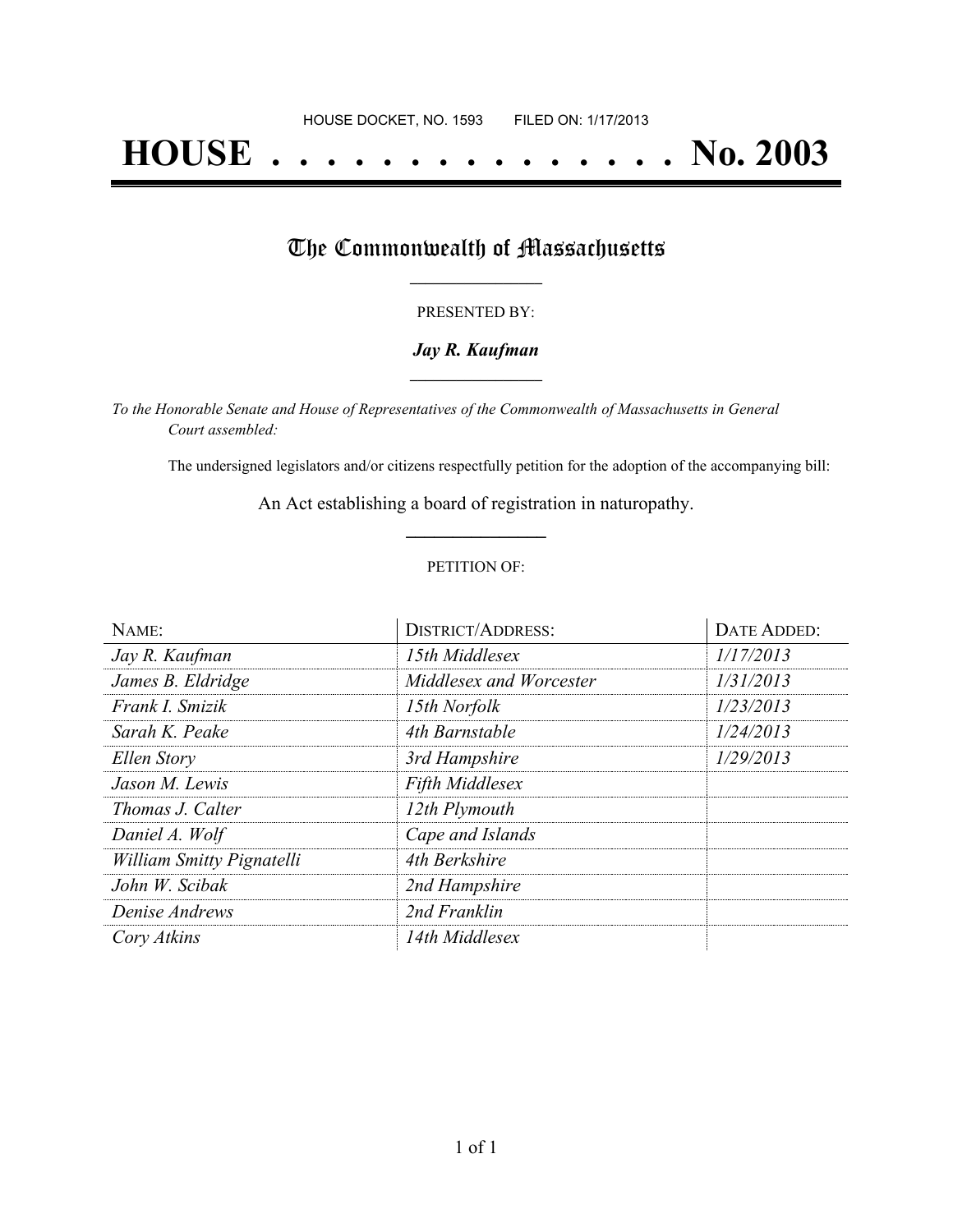HOUSE DOCKET, NO. 1593 FILED ON: 1/17/2013

# HOUSE . . . . . . . . . . . . . . . No. 2003

## The Commonwealth of Massachusetts

PRESENTED BY:

***Jay R. Kaufman***

*To the Honorable Senate and House of Representatives of the Commonwealth of Massachusetts in General Court assembled:*

The undersigned legislators and/or citizens respectfully petition for the adoption of the accompanying bill:

An Act establishing a board of registration in naturopathy.

PETITION OF:

| NAME: | DISTRICT/ADDRESS: | DATE ADDED: |
|---|---|---|
| *Jay R. Kaufman* | *15th Middlesex* | *1/17/2013* |
| *James B. Eldridge* | *Middlesex and Worcester* | *1/31/2013* |
| *Frank I. Smizik* | *15th Norfolk* | *1/23/2013* |
| *Sarah K. Peake* | *4th Barnstable* | *1/24/2013* |
| *Ellen Story* | *3rd Hampshire* | *1/29/2013* |
| *Jason M. Lewis* | *Fifth Middlesex* | |
| *Thomas J. Calter* | *12th Plymouth* | |
| *Daniel A. Wolf* | *Cape and Islands* | |
| *William Smitty Pignatelli* | *4th Berkshire* | |
| *John W. Scibak* | *2nd Hampshire* | |
| *Denise Andrews* | *2nd Franklin* | |
| *Cory Atkins* | *14th Middlesex* | |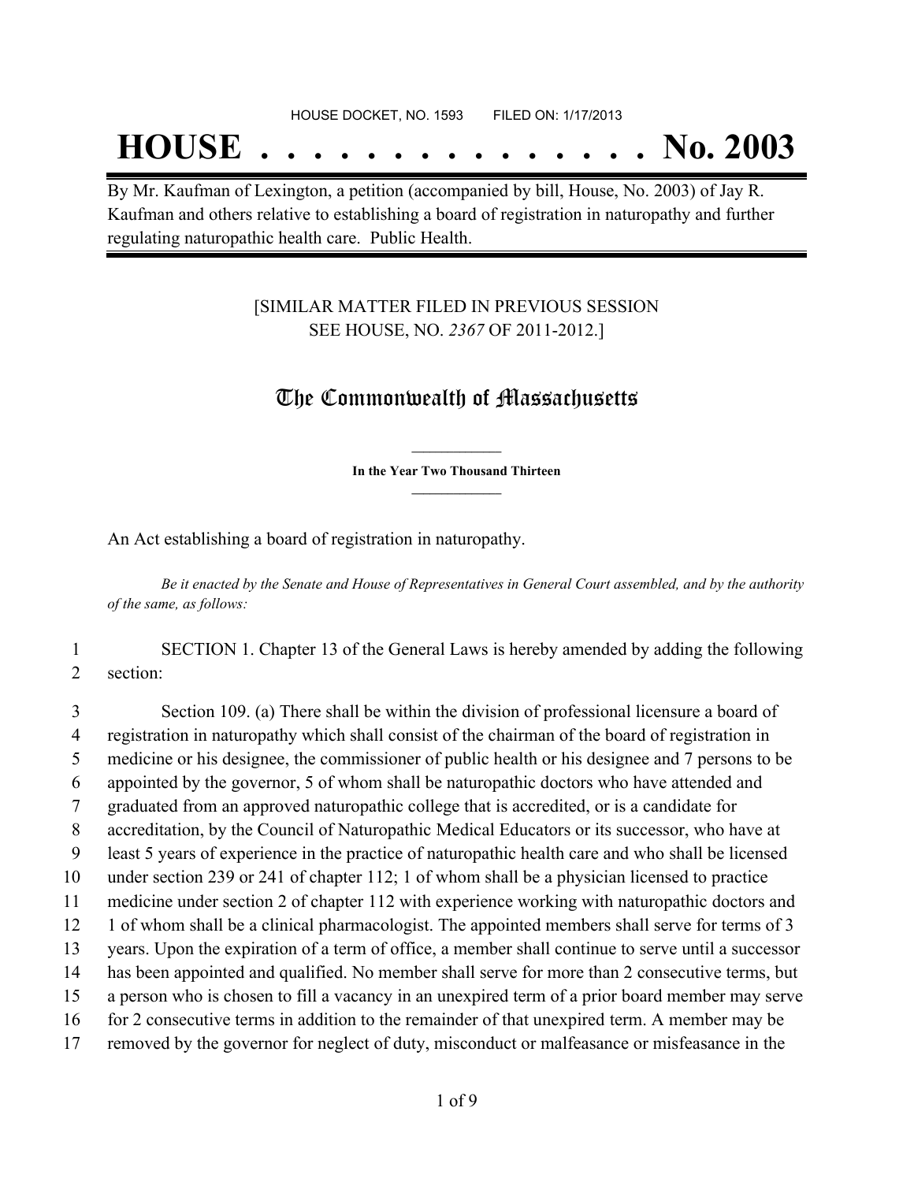HOUSE DOCKET, NO. 1593 FILED ON: 1/17/2013

# HOUSE . . . . . . . . . . . . . . . No. 2003

By Mr. Kaufman of Lexington, a petition (accompanied by bill, House, No. 2003) of Jay R. Kaufman and others relative to establishing a board of registration in naturopathy and further regulating naturopathic health care. Public Health.

[SIMILAR MATTER FILED IN PREVIOUS SESSION SEE HOUSE, NO. *2367* OF 2011-2012.]

## The Commonwealth of Massachusetts

**In the Year Two Thousand Thirteen**

An Act establishing a board of registration in naturopathy.

*Be it enacted by the Senate and House of Representatives in General Court assembled, and by the authority of the same, as follows:*

1 SECTION 1. Chapter 13 of the General Laws is hereby amended by adding the following
2 section:

3 Section 109. (a) There shall be within the division of professional licensure a board of
4 registration in naturopathy which shall consist of the chairman of the board of registration in
5 medicine or his designee, the commissioner of public health or his designee and 7 persons to be
6 appointed by the governor, 5 of whom shall be naturopathic doctors who have attended and
7 graduated from an approved naturopathic college that is accredited, or is a candidate for
8 accreditation, by the Council of Naturopathic Medical Educators or its successor, who have at
9 least 5 years of experience in the practice of naturopathic health care and who shall be licensed
10 under section 239 or 241 of chapter 112; 1 of whom shall be a physician licensed to practice
11 medicine under section 2 of chapter 112 with experience working with naturopathic doctors and
12 1 of whom shall be a clinical pharmacologist. The appointed members shall serve for terms of 3
13 years. Upon the expiration of a term of office, a member shall continue to serve until a successor
14 has been appointed and qualified. No member shall serve for more than 2 consecutive terms, but
15 a person who is chosen to fill a vacancy in an unexpired term of a prior board member may serve
16 for 2 consecutive terms in addition to the remainder of that unexpired term. A member may be
17 removed by the governor for neglect of duty, misconduct or malfeasance or misfeasance in the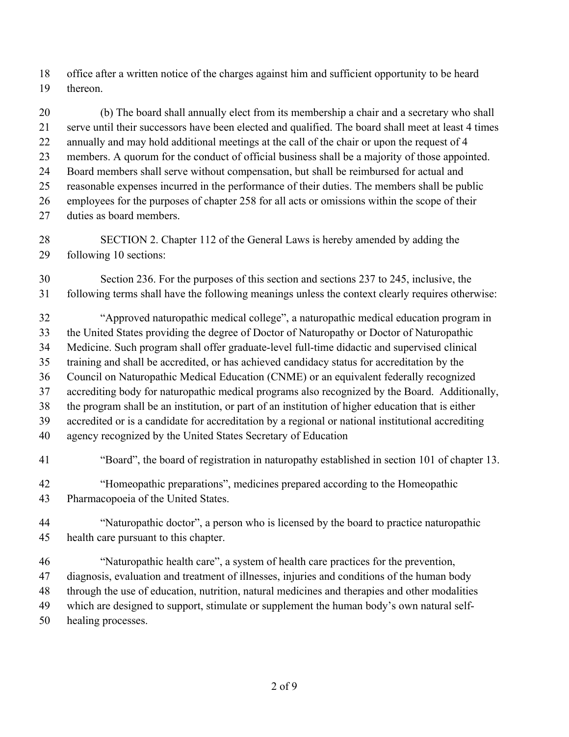office after a written notice of the charges against him and sufficient opportunity to be heard thereon.

(b) The board shall annually elect from its membership a chair and a secretary who shall serve until their successors have been elected and qualified. The board shall meet at least 4 times annually and may hold additional meetings at the call of the chair or upon the request of 4 members. A quorum for the conduct of official business shall be a majority of those appointed. Board members shall serve without compensation, but shall be reimbursed for actual and reasonable expenses incurred in the performance of their duties. The members shall be public employees for the purposes of chapter 258 for all acts or omissions within the scope of their duties as board members.

SECTION 2. Chapter 112 of the General Laws is hereby amended by adding the following 10 sections:

Section 236. For the purposes of this section and sections 237 to 245, inclusive, the following terms shall have the following meanings unless the context clearly requires otherwise:

"Approved naturopathic medical college", a naturopathic medical education program in the United States providing the degree of Doctor of Naturopathy or Doctor of Naturopathic Medicine. Such program shall offer graduate-level full-time didactic and supervised clinical training and shall be accredited, or has achieved candidacy status for accreditation by the Council on Naturopathic Medical Education (CNME) or an equivalent federally recognized accrediting body for naturopathic medical programs also recognized by the Board. Additionally, the program shall be an institution, or part of an institution of higher education that is either accredited or is a candidate for accreditation by a regional or national institutional accrediting agency recognized by the United States Secretary of Education

"Board", the board of registration in naturopathy established in section 101 of chapter 13.

"Homeopathic preparations", medicines prepared according to the Homeopathic Pharmacopoeia of the United States.

"Naturopathic doctor", a person who is licensed by the board to practice naturopathic health care pursuant to this chapter.

"Naturopathic health care", a system of health care practices for the prevention, diagnosis, evaluation and treatment of illnesses, injuries and conditions of the human body through the use of education, nutrition, natural medicines and therapies and other modalities which are designed to support, stimulate or supplement the human body's own natural self-healing processes.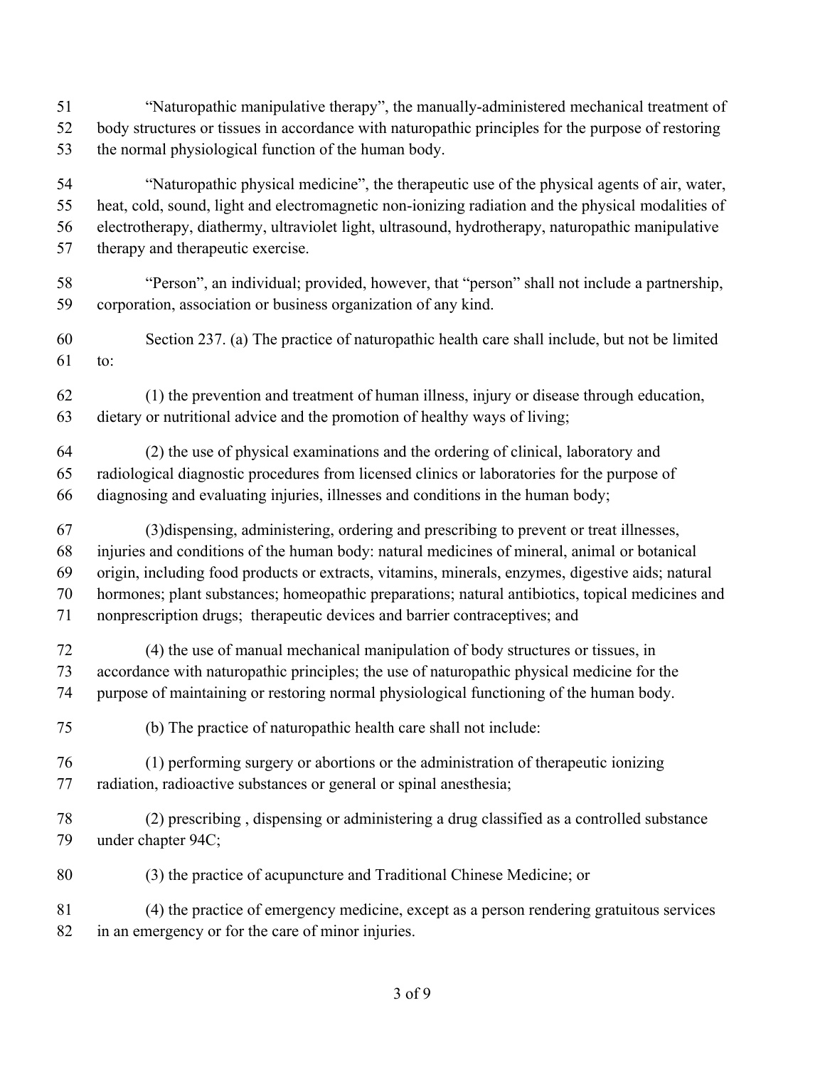"Naturopathic manipulative therapy", the manually-administered mechanical treatment of body structures or tissues in accordance with naturopathic principles for the purpose of restoring the normal physiological function of the human body.

"Naturopathic physical medicine", the therapeutic use of the physical agents of air, water, heat, cold, sound, light and electromagnetic non-ionizing radiation and the physical modalities of electrotherapy, diathermy, ultraviolet light, ultrasound, hydrotherapy, naturopathic manipulative therapy and therapeutic exercise.

"Person", an individual; provided, however, that "person" shall not include a partnership, corporation, association or business organization of any kind.

Section 237. (a) The practice of naturopathic health care shall include, but not be limited to:

(1) the prevention and treatment of human illness, injury or disease through education, dietary or nutritional advice and the promotion of healthy ways of living;

(2) the use of physical examinations and the ordering of clinical, laboratory and radiological diagnostic procedures from licensed clinics or laboratories for the purpose of diagnosing and evaluating injuries, illnesses and conditions in the human body;

(3)dispensing, administering, ordering and prescribing to prevent or treat illnesses, injuries and conditions of the human body: natural medicines of mineral, animal or botanical origin, including food products or extracts, vitamins, minerals, enzymes, digestive aids; natural hormones; plant substances; homeopathic preparations; natural antibiotics, topical medicines and nonprescription drugs; therapeutic devices and barrier contraceptives; and

(4) the use of manual mechanical manipulation of body structures or tissues, in accordance with naturopathic principles; the use of naturopathic physical medicine for the purpose of maintaining or restoring normal physiological functioning of the human body.

(b) The practice of naturopathic health care shall not include:

(1) performing surgery or abortions or the administration of therapeutic ionizing radiation, radioactive substances or general or spinal anesthesia;

(2) prescribing , dispensing or administering a drug classified as a controlled substance under chapter 94C;

(3) the practice of acupuncture and Traditional Chinese Medicine; or

(4) the practice of emergency medicine, except as a person rendering gratuitous services in an emergency or for the care of minor injuries.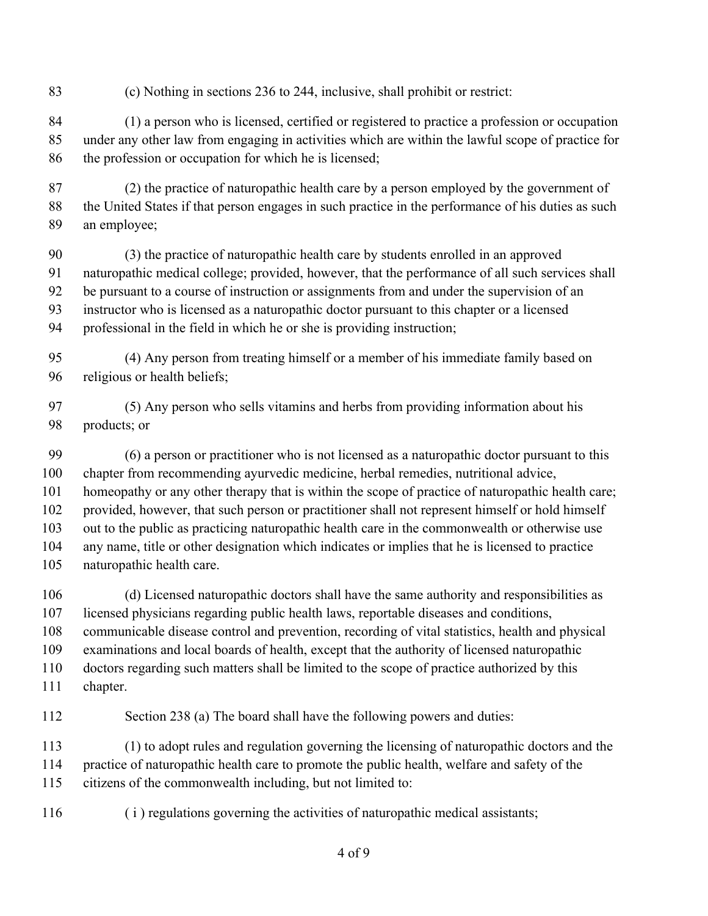(c) Nothing in sections 236 to 244, inclusive, shall prohibit or restrict:

(1) a person who is licensed, certified or registered to practice a profession or occupation under any other law from engaging in activities which are within the lawful scope of practice for the profession or occupation for which he is licensed;

(2) the practice of naturopathic health care by a person employed by the government of the United States if that person engages in such practice in the performance of his duties as such an employee;

(3) the practice of naturopathic health care by students enrolled in an approved naturopathic medical college; provided, however, that the performance of all such services shall be pursuant to a course of instruction or assignments from and under the supervision of an instructor who is licensed as a naturopathic doctor pursuant to this chapter or a licensed professional in the field in which he or she is providing instruction;

(4) Any person from treating himself or a member of his immediate family based on religious or health beliefs;

(5) Any person who sells vitamins and herbs from providing information about his products; or

(6) a person or practitioner who is not licensed as a naturopathic doctor pursuant to this chapter from recommending ayurvedic medicine, herbal remedies, nutritional advice, homeopathy or any other therapy that is within the scope of practice of naturopathic health care; provided, however, that such person or practitioner shall not represent himself or hold himself out to the public as practicing naturopathic health care in the commonwealth or otherwise use any name, title or other designation which indicates or implies that he is licensed to practice naturopathic health care.

(d) Licensed naturopathic doctors shall have the same authority and responsibilities as licensed physicians regarding public health laws, reportable diseases and conditions, communicable disease control and prevention, recording of vital statistics, health and physical examinations and local boards of health, except that the authority of licensed naturopathic doctors regarding such matters shall be limited to the scope of practice authorized by this chapter.

Section 238 (a) The board shall have the following powers and duties:

(1) to adopt rules and regulation governing the licensing of naturopathic doctors and the practice of naturopathic health care to promote the public health, welfare and safety of the citizens of the commonwealth including, but not limited to:

( i ) regulations governing the activities of naturopathic medical assistants;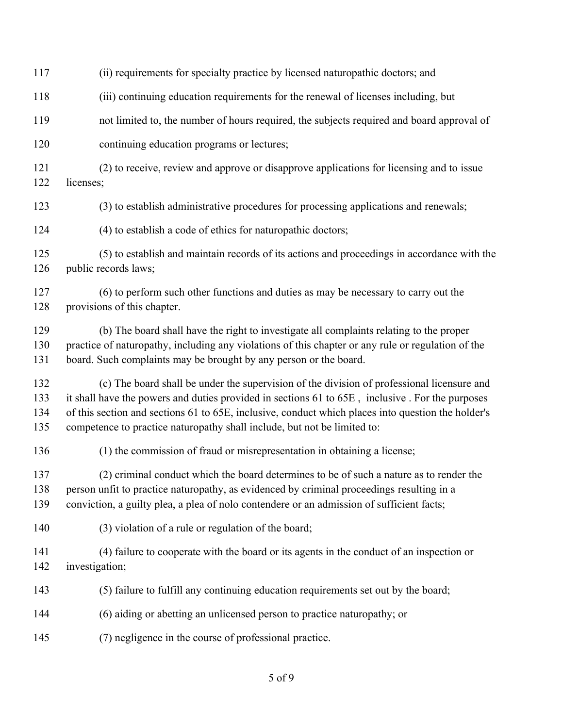(ii) requirements for specialty practice by licensed naturopathic doctors; and

(iii) continuing education requirements for the renewal of licenses including, but not limited to, the number of hours required, the subjects required and board approval of continuing education programs or lectures;

(2) to receive, review and approve or disapprove applications for licensing and to issue licenses;

(3) to establish administrative procedures for processing applications and renewals;

(4) to establish a code of ethics for naturopathic doctors;

(5) to establish and maintain records of its actions and proceedings in accordance with the public records laws;

(6) to perform such other functions and duties as may be necessary to carry out the provisions of this chapter.

(b) The board shall have the right to investigate all complaints relating to the proper practice of naturopathy, including any violations of this chapter or any rule or regulation of the board. Such complaints may be brought by any person or the board.

(c) The board shall be under the supervision of the division of professional licensure and it shall have the powers and duties provided in sections 61 to 65E , inclusive . For the purposes of this section and sections 61 to 65E, inclusive, conduct which places into question the holder's competence to practice naturopathy shall include, but not be limited to:

(1) the commission of fraud or misrepresentation in obtaining a license;

(2) criminal conduct which the board determines to be of such a nature as to render the person unfit to practice naturopathy, as evidenced by criminal proceedings resulting in a conviction, a guilty plea, a plea of nolo contendere or an admission of sufficient facts;

(3) violation of a rule or regulation of the board;

(4) failure to cooperate with the board or its agents in the conduct of an inspection or investigation;

(5) failure to fulfill any continuing education requirements set out by the board;

(6) aiding or abetting an unlicensed person to practice naturopathy; or

(7) negligence in the course of professional practice.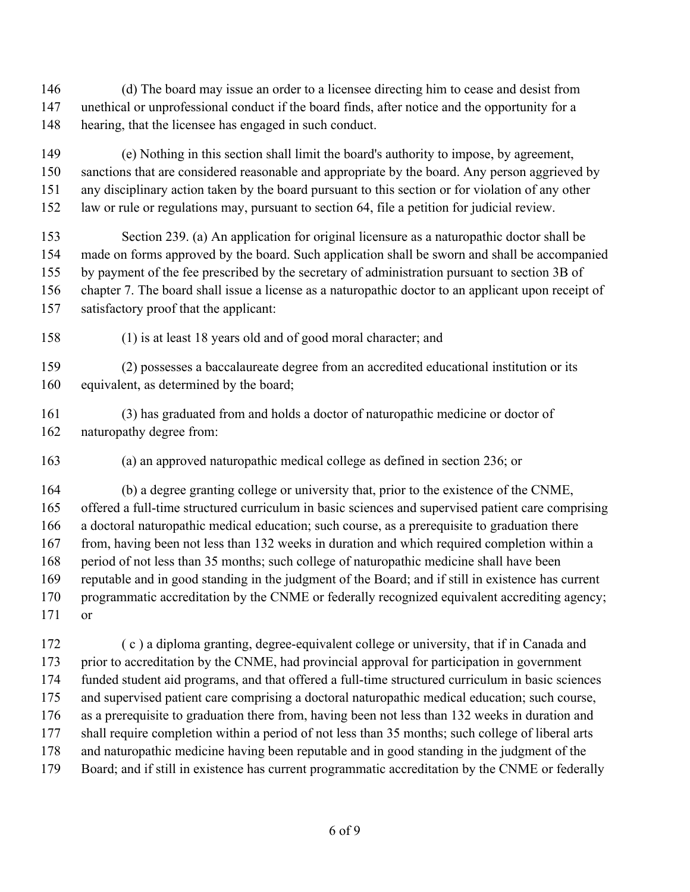(d) The board may issue an order to a licensee directing him to cease and desist from unethical or unprofessional conduct if the board finds, after notice and the opportunity for a hearing, that the licensee has engaged in such conduct.

(e) Nothing in this section shall limit the board's authority to impose, by agreement, sanctions that are considered reasonable and appropriate by the board. Any person aggrieved by any disciplinary action taken by the board pursuant to this section or for violation of any other law or rule or regulations may, pursuant to section 64, file a petition for judicial review.

Section 239. (a) An application for original licensure as a naturopathic doctor shall be made on forms approved by the board. Such application shall be sworn and shall be accompanied by payment of the fee prescribed by the secretary of administration pursuant to section 3B of chapter 7. The board shall issue a license as a naturopathic doctor to an applicant upon receipt of satisfactory proof that the applicant:

(1) is at least 18 years old and of good moral character; and

(2) possesses a baccalaureate degree from an accredited educational institution or its equivalent, as determined by the board;

(3) has graduated from and holds a doctor of naturopathic medicine or doctor of naturopathy degree from:

(a) an approved naturopathic medical college as defined in section 236; or

(b) a degree granting college or university that, prior to the existence of the CNME, offered a full-time structured curriculum in basic sciences and supervised patient care comprising a doctoral naturopathic medical education; such course, as a prerequisite to graduation there from, having been not less than 132 weeks in duration and which required completion within a period of not less than 35 months; such college of naturopathic medicine shall have been reputable and in good standing in the judgment of the Board; and if still in existence has current programmatic accreditation by the CNME or federally recognized equivalent accrediting agency; or

( c ) a diploma granting, degree-equivalent college or university, that if in Canada and prior to accreditation by the CNME, had provincial approval for participation in government funded student aid programs, and that offered a full-time structured curriculum in basic sciences and supervised patient care comprising a doctoral naturopathic medical education; such course, as a prerequisite to graduation there from, having been not less than 132 weeks in duration and shall require completion within a period of not less than 35 months; such college of liberal arts and naturopathic medicine having been reputable and in good standing in the judgment of the Board; and if still in existence has current programmatic accreditation by the CNME or federally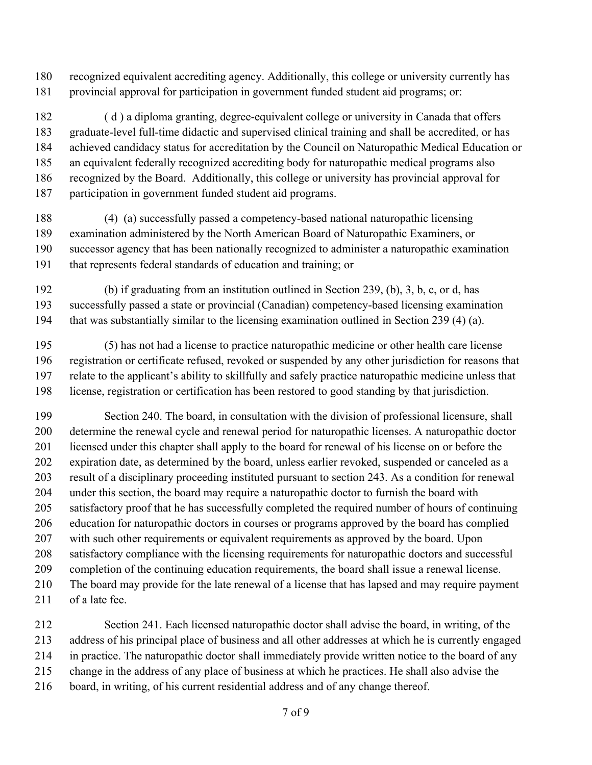recognized equivalent accrediting agency. Additionally, this college or university currently has provincial approval for participation in government funded student aid programs; or:

( d ) a diploma granting, degree-equivalent college or university in Canada that offers graduate-level full-time didactic and supervised clinical training and shall be accredited, or has achieved candidacy status for accreditation by the Council on Naturopathic Medical Education or an equivalent federally recognized accrediting body for naturopathic medical programs also recognized by the Board. Additionally, this college or university has provincial approval for participation in government funded student aid programs.

(4) (a) successfully passed a competency-based national naturopathic licensing examination administered by the North American Board of Naturopathic Examiners, or successor agency that has been nationally recognized to administer a naturopathic examination that represents federal standards of education and training; or

(b) if graduating from an institution outlined in Section 239, (b), 3, b, c, or d, has successfully passed a state or provincial (Canadian) competency-based licensing examination that was substantially similar to the licensing examination outlined in Section 239 (4) (a).

(5) has not had a license to practice naturopathic medicine or other health care license registration or certificate refused, revoked or suspended by any other jurisdiction for reasons that relate to the applicant's ability to skillfully and safely practice naturopathic medicine unless that license, registration or certification has been restored to good standing by that jurisdiction.

Section 240. The board, in consultation with the division of professional licensure, shall determine the renewal cycle and renewal period for naturopathic licenses. A naturopathic doctor licensed under this chapter shall apply to the board for renewal of his license on or before the expiration date, as determined by the board, unless earlier revoked, suspended or canceled as a result of a disciplinary proceeding instituted pursuant to section 243. As a condition for renewal under this section, the board may require a naturopathic doctor to furnish the board with satisfactory proof that he has successfully completed the required number of hours of continuing education for naturopathic doctors in courses or programs approved by the board has complied with such other requirements or equivalent requirements as approved by the board. Upon satisfactory compliance with the licensing requirements for naturopathic doctors and successful completion of the continuing education requirements, the board shall issue a renewal license. The board may provide for the late renewal of a license that has lapsed and may require payment of a late fee.

Section 241. Each licensed naturopathic doctor shall advise the board, in writing, of the address of his principal place of business and all other addresses at which he is currently engaged in practice. The naturopathic doctor shall immediately provide written notice to the board of any change in the address of any place of business at which he practices. He shall also advise the board, in writing, of his current residential address and of any change thereof.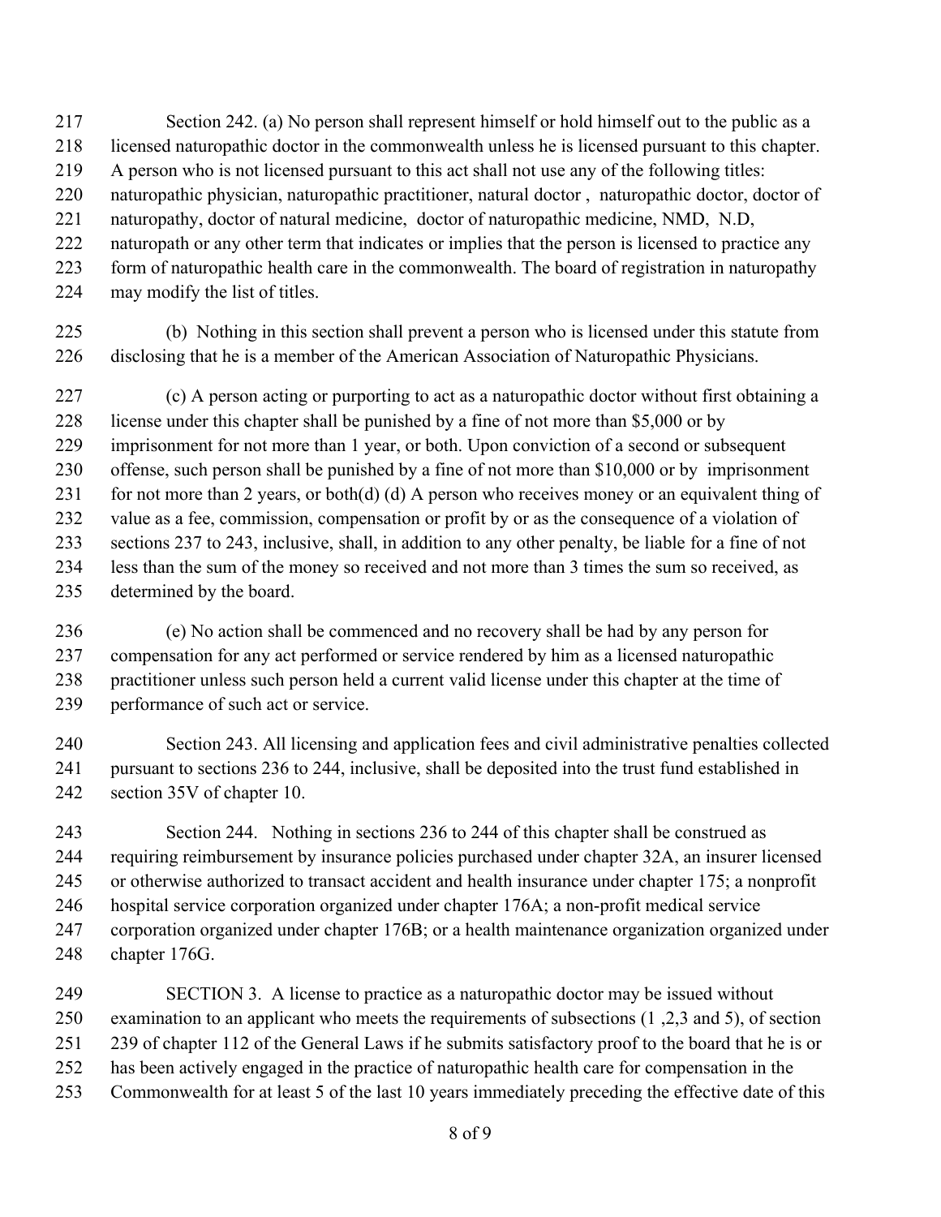Section 242. (a) No person shall represent himself or hold himself out to the public as a licensed naturopathic doctor in the commonwealth unless he is licensed pursuant to this chapter. A person who is not licensed pursuant to this act shall not use any of the following titles: naturopathic physician, naturopathic practitioner, natural doctor , naturopathic doctor, doctor of naturopathy, doctor of natural medicine, doctor of naturopathic medicine, NMD, N.D, naturopath or any other term that indicates or implies that the person is licensed to practice any form of naturopathic health care in the commonwealth. The board of registration in naturopathy may modify the list of titles.

(b) Nothing in this section shall prevent a person who is licensed under this statute from disclosing that he is a member of the American Association of Naturopathic Physicians.

(c) A person acting or purporting to act as a naturopathic doctor without first obtaining a license under this chapter shall be punished by a fine of not more than $5,000 or by imprisonment for not more than 1 year, or both. Upon conviction of a second or subsequent offense, such person shall be punished by a fine of not more than $10,000 or by imprisonment for not more than 2 years, or both(d) (d) A person who receives money or an equivalent thing of value as a fee, commission, compensation or profit by or as the consequence of a violation of sections 237 to 243, inclusive, shall, in addition to any other penalty, be liable for a fine of not less than the sum of the money so received and not more than 3 times the sum so received, as determined by the board.

(e) No action shall be commenced and no recovery shall be had by any person for compensation for any act performed or service rendered by him as a licensed naturopathic practitioner unless such person held a current valid license under this chapter at the time of performance of such act or service.

Section 243. All licensing and application fees and civil administrative penalties collected pursuant to sections 236 to 244, inclusive, shall be deposited into the trust fund established in section 35V of chapter 10.

Section 244. Nothing in sections 236 to 244 of this chapter shall be construed as requiring reimbursement by insurance policies purchased under chapter 32A, an insurer licensed or otherwise authorized to transact accident and health insurance under chapter 175; a nonprofit hospital service corporation organized under chapter 176A; a non-profit medical service corporation organized under chapter 176B; or a health maintenance organization organized under chapter 176G.

SECTION 3. A license to practice as a naturopathic doctor may be issued without examination to an applicant who meets the requirements of subsections (1 ,2,3 and 5), of section 239 of chapter 112 of the General Laws if he submits satisfactory proof to the board that he is or has been actively engaged in the practice of naturopathic health care for compensation in the Commonwealth for at least 5 of the last 10 years immediately preceding the effective date of this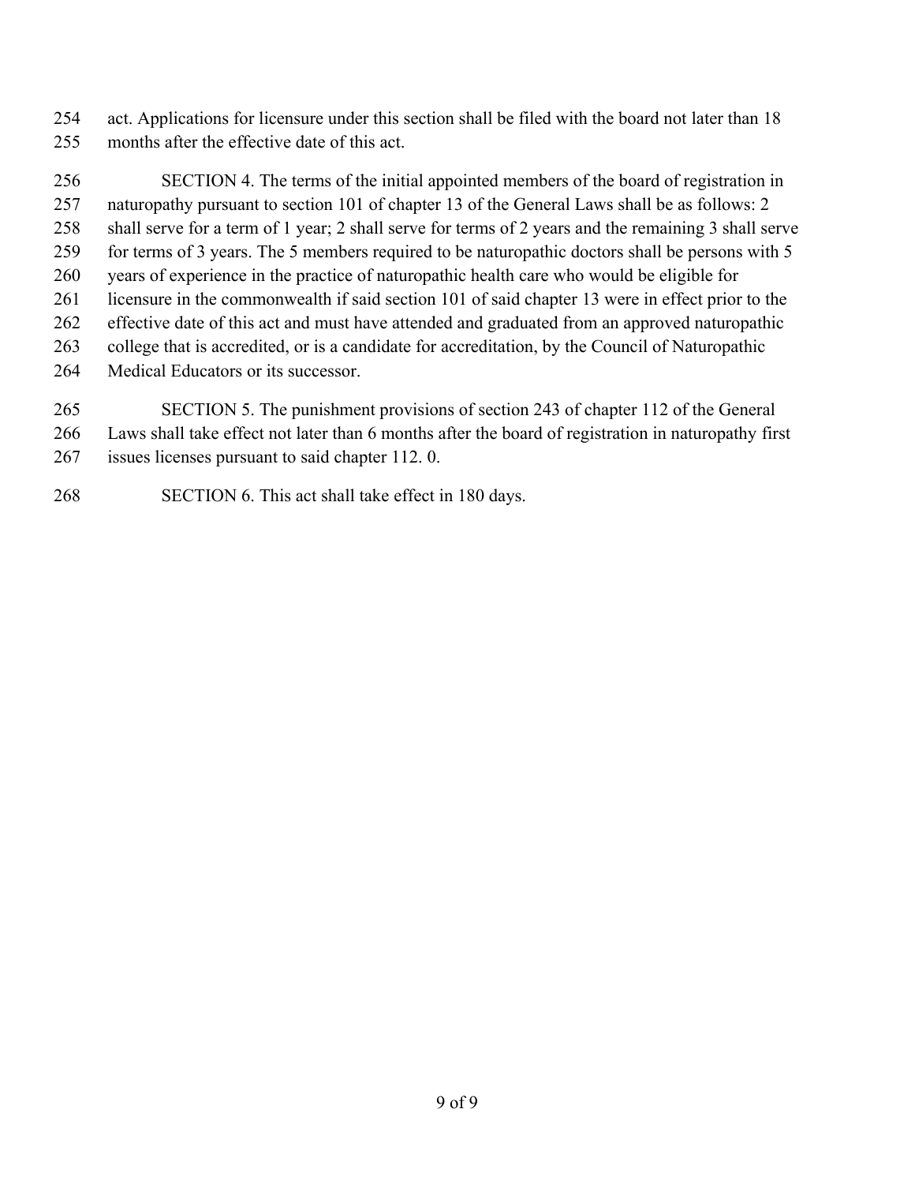act. Applications for licensure under this section shall be filed with the board not later than 18 months after the effective date of this act.

SECTION 4. The terms of the initial appointed members of the board of registration in naturopathy pursuant to section 101 of chapter 13 of the General Laws shall be as follows: 2 shall serve for a term of 1 year; 2 shall serve for terms of 2 years and the remaining 3 shall serve for terms of 3 years. The 5 members required to be naturopathic doctors shall be persons with 5 years of experience in the practice of naturopathic health care who would be eligible for licensure in the commonwealth if said section 101 of said chapter 13 were in effect prior to the effective date of this act and must have attended and graduated from an approved naturopathic college that is accredited, or is a candidate for accreditation, by the Council of Naturopathic Medical Educators or its successor.

SECTION 5. The punishment provisions of section 243 of chapter 112 of the General Laws shall take effect not later than 6 months after the board of registration in naturopathy first issues licenses pursuant to said chapter 112. 0.

SECTION 6. This act shall take effect in 180 days.